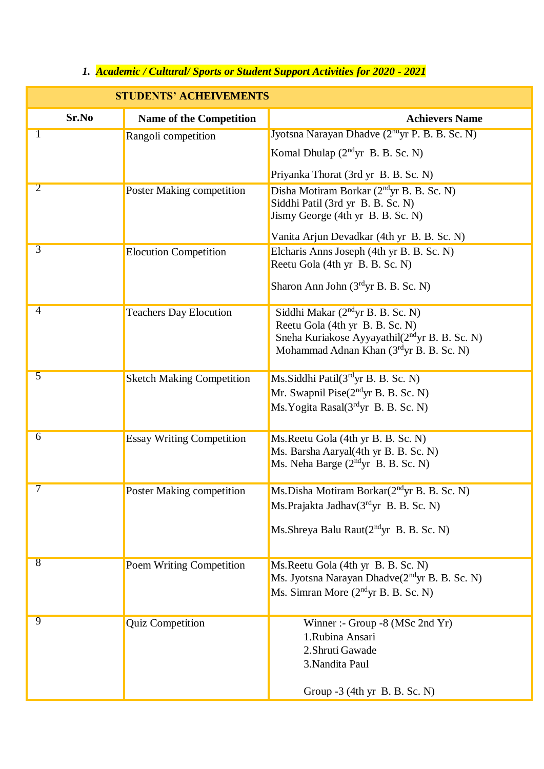1. ***Academic / Cultural/ Sports or Student Support Activities for 2020 - 2021***

| STUDENTS' ACHEIVEMENTS | | |
|---|---|---|
| **Sr.No** | **Name of the Competition** | **Achievers Name** |
| 1 | Rangoli competition | Jyotsna Narayan Dhadve (2nd yr P. B. B. Sc. N)<br>Komal Dhulap (2nd yr B. B. Sc. N)<br>Priyanka Thorat (3rd yr B. B. Sc. N) |
| 2 | Poster Making competition | Disha Motiram Borkar (2nd yr B. B. Sc. N)<br>Siddhi Patil (3rd yr B. B. Sc. N)<br>Jismy George (4th yr B. B. Sc. N)<br>Vanita Arjun Devadkar (4th yr B. B. Sc. N) |
| 3 | Elocution Competition | Elcharis Anns Joseph (4th yr B. B. Sc. N)<br>Reetu Gola (4th yr B. B. Sc. N)<br>Sharon Ann John (3rd yr B. B. Sc. N) |
| 4 | Teachers Day Elocution | Siddhi Makar (2nd yr B. B. Sc. N)<br>Reetu Gola (4th yr B. B. Sc. N)<br>Sneha Kuriakose Ayyayathil(2nd yr B. B. Sc. N)<br>Mohammad Adnan Khan (3rd yr B. B. Sc. N) |
| 5 | Sketch Making Competition | Ms.Siddhi Patil(3rd yr B. B. Sc. N)<br>Mr. Swapnil Pise(2nd yr B. B. Sc. N)<br>Ms.Yogita Rasal(3rd yr B. B. Sc. N) |
| 6 | Essay Writing Competition | Ms.Reetu Gola (4th yr B. B. Sc. N)<br>Ms. Barsha Aaryal(4th yr B. B. Sc. N)<br>Ms. Neha Barge (2nd yr B. B. Sc. N) |
| 7 | Poster Making competition | Ms.Disha Motiram Borkar(2nd yr B. B. Sc. N)<br>Ms.Prajakta Jadhav(3rd yr B. B. Sc. N)<br>Ms.Shreya Balu Raut(2nd yr B. B. Sc. N) |
| 8 | Poem Writing Competition | Ms.Reetu Gola (4th yr B. B. Sc. N)<br>Ms. Jyotsna Narayan Dhadve(2nd yr B. B. Sc. N)<br>Ms. Simran More (2nd yr B. B. Sc. N) |
| 9 | Quiz Competition | Winner :- Group -8 (MSc 2nd Yr)<br>1.Rubina Ansari<br>2.Shruti Gawade<br>3.Nandita Paul<br><br>Group -3 (4th yr B. B. Sc. N) |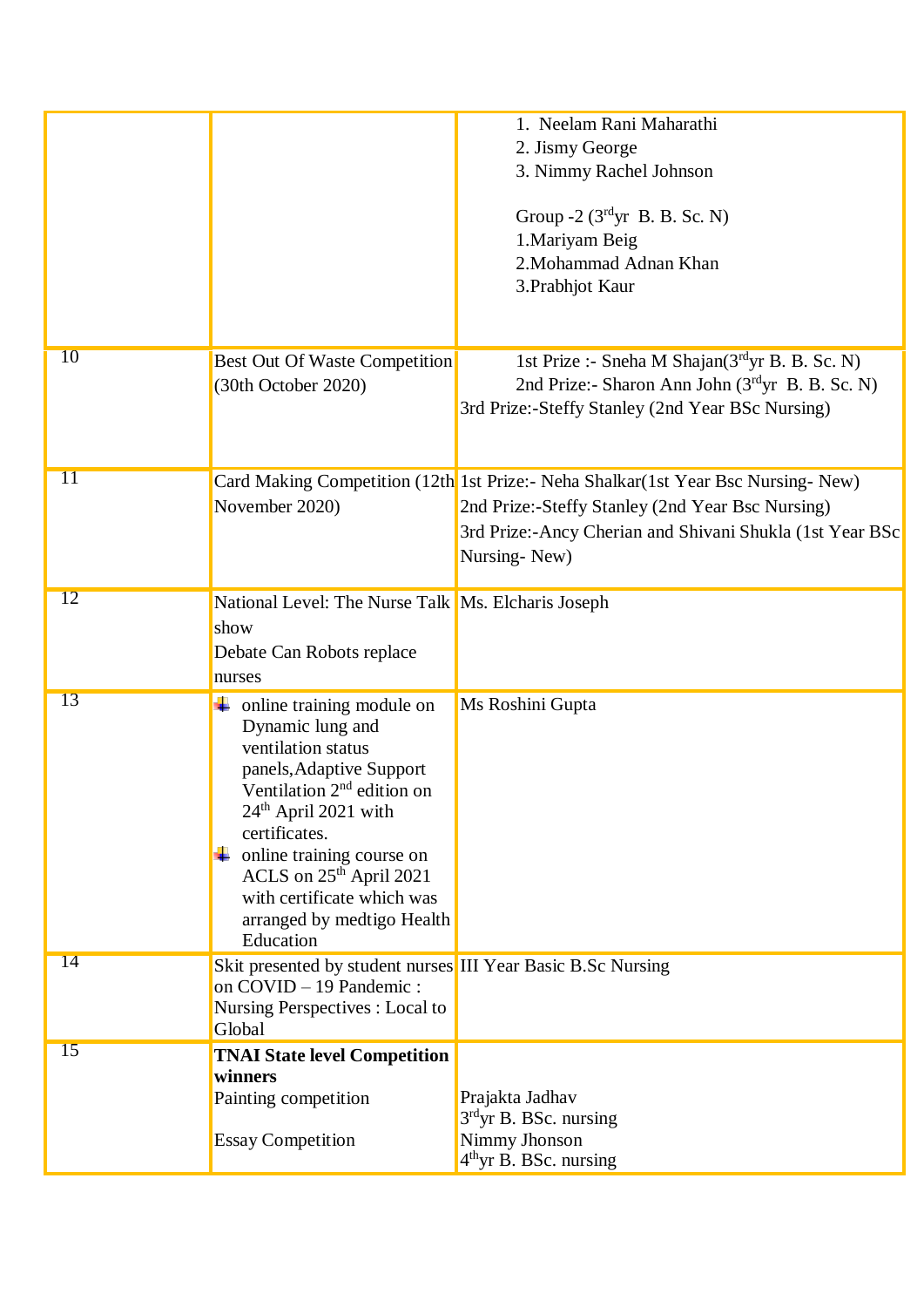| | | |
|---|---|---|
| | | 1. Neelam Rani Maharathi<br>2. Jismy George<br>3. Nimmy Rachel Johnson<br><br>Group -2 (3rdyr B. B. Sc. N)<br>1.Mariyam Beig<br>2.Mohammad Adnan Khan<br>3.Prabhjot Kaur |
| 10 | Best Out Of Waste Competition (30th October 2020) | 1st Prize :- Sneha M Shajan(3rdyr B. B. Sc. N)<br>2nd Prize:- Sharon Ann John (3rdyr B. B. Sc. N)<br>3rd Prize:-Steffy Stanley (2nd Year BSc Nursing) |
| 11 | Card Making Competition (12th November 2020) | 1st Prize:- Neha Shalkar(1st Year Bsc Nursing- New)<br>2nd Prize:-Steffy Stanley (2nd Year Bsc Nursing)<br>3rd Prize:-Ancy Cherian and Shivani Shukla (1st Year BSc Nursing- New) |
| 12 | National Level: The Nurse Talk show<br>Debate Can Robots replace nurses | Ms. Elcharis Joseph |
| 13 | - online training module on Dynamic lung and ventilation status panels,Adaptive Support Ventilation 2nd edition on 24th April 2021 with certificates.<br>- online training course on ACLS on 25th April 2021 with certificate which was arranged by medtigo Health Education | Ms Roshini Gupta |
| 14 | Skit presented by student nurses on COVID – 19 Pandemic : Nursing Perspectives : Local to Global | III Year Basic B.Sc Nursing |
| 15 | **TNAI State level Competition winners**<br>Painting competition<br><br>Essay Competition | Prajakta Jadhav<br>3rdyr B. BSc. nursing<br>Nimmy Jhonson<br>4thyr B. BSc. nursing |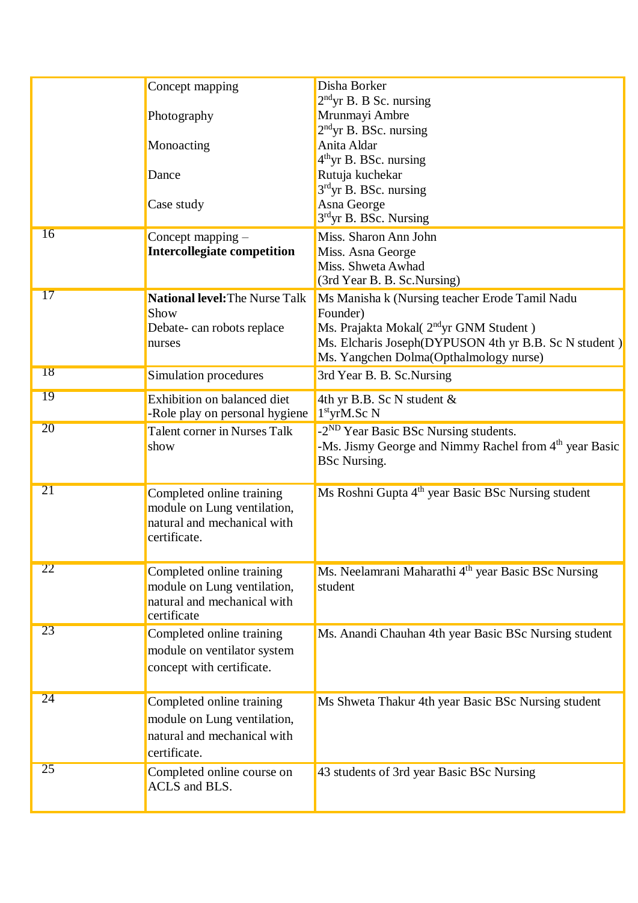| | | |
|---|---|---|
| | Concept mapping<br><br>Photography<br><br>Monoacting<br><br>Dance<br><br>Case study | Disha Borker<br>2nd yr B. B Sc. nursing<br>Mrunmayi Ambre<br>2nd yr B. BSc. nursing<br>Anita Aldar<br>4th yr B. BSc. nursing<br>Rutuja kuchekar<br>3rd yr B. BSc. nursing<br>Asna George<br>3rd yr B. BSc. Nursing |
| 16 | Concept mapping – **Intercollegiate competition** | Miss. Sharon Ann John<br>Miss. Asna George<br>Miss. Shweta Awhad<br>(3rd Year B. B. Sc.Nursing) |
| 17 | **National level:** The Nurse Talk Show<br>Debate- can robots replace nurses | Ms Manisha k (Nursing teacher Erode Tamil Nadu Founder)<br>Ms. Prajakta Mokal( 2nd yr GNM Student )<br>Ms. Elcharis Joseph(DYPUSON 4th yr B.B. Sc N student )<br>Ms. Yangchen Dolma(Opthalmology nurse) |
| 18 | Simulation procedures | 3rd Year B. B. Sc.Nursing |
| 19 | Exhibition on balanced diet<br>-Role play on personal hygiene | 4th yr B.B. Sc N student &<br>1st yrM.Sc N |
| 20 | Talent corner in Nurses Talk show | -2ND Year Basic BSc Nursing students.<br>-Ms. Jismy George and Nimmy Rachel from 4th year Basic BSc Nursing. |
| 21 | Completed online training module on Lung ventilation, natural and mechanical with certificate. | Ms Roshni Gupta 4th year Basic BSc Nursing student |
| 22 | Completed online training module on Lung ventilation, natural and mechanical with certificate | Ms. Neelamrani Maharathi 4th year Basic BSc Nursing student |
| 23 | Completed online training module on ventilator system concept with certificate. | Ms. Anandi Chauhan 4th year Basic BSc Nursing student |
| 24 | Completed online training module on Lung ventilation, natural and mechanical with certificate. | Ms Shweta Thakur 4th year Basic BSc Nursing student |
| 25 | Completed online course on ACLS and BLS. | 43 students of 3rd year Basic BSc Nursing |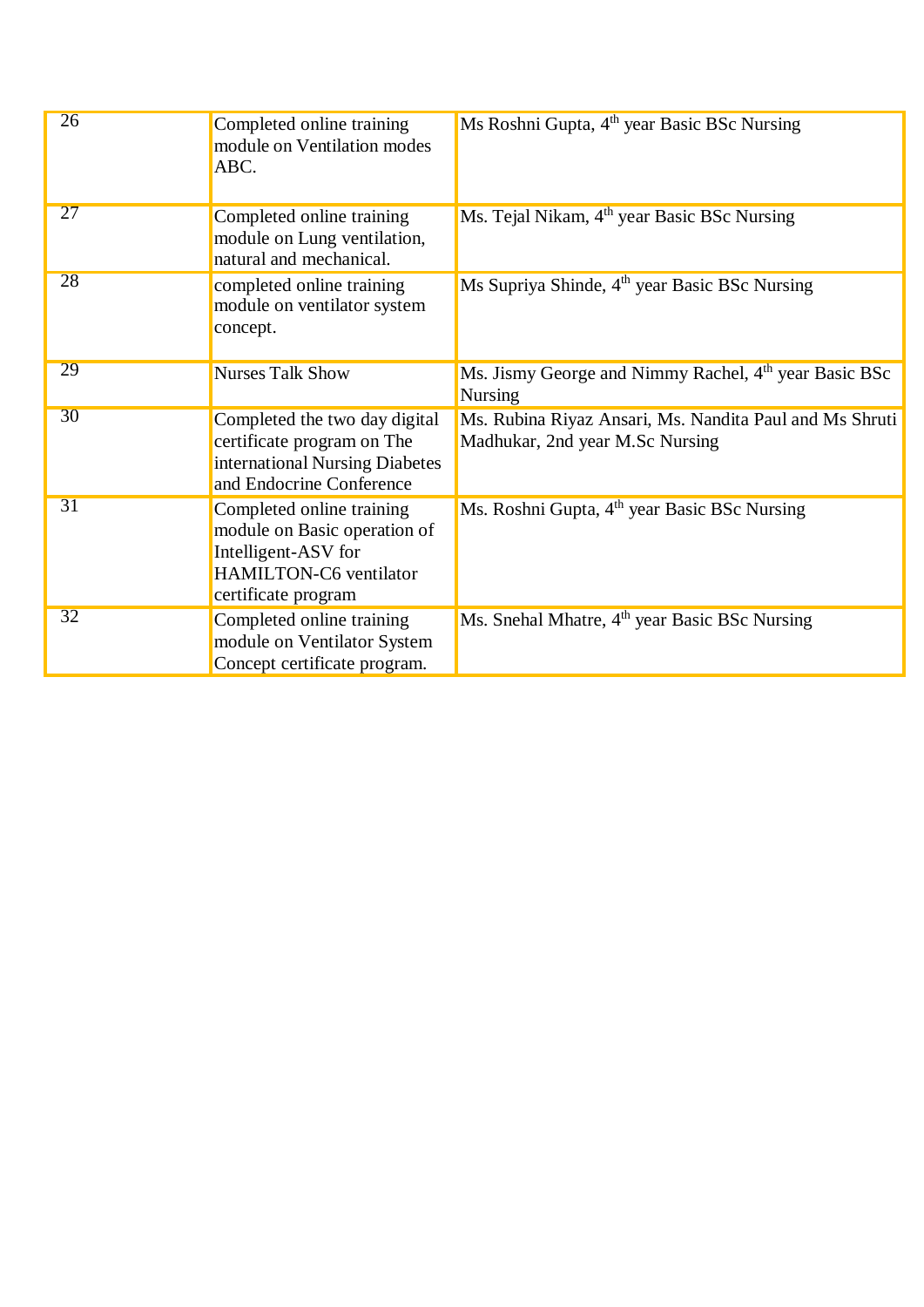| | | |
|---|---|---|
| 26 | Completed online training module on Ventilation modes ABC. | Ms Roshni Gupta, 4th year Basic BSc Nursing |
| 27 | Completed online training module on Lung ventilation, natural and mechanical. | Ms. Tejal Nikam, 4th year Basic BSc Nursing |
| 28 | completed online training module on ventilator system concept. | Ms Supriya Shinde, 4th year Basic BSc Nursing |
| 29 | Nurses Talk Show | Ms. Jismy George and Nimmy Rachel, 4th year Basic BSc Nursing |
| 30 | Completed the two day digital certificate program on The international Nursing Diabetes and Endocrine Conference | Ms. Rubina Riyaz Ansari, Ms. Nandita Paul and Ms Shruti Madhukar, 2nd year M.Sc Nursing |
| 31 | Completed online training module on Basic operation of Intelligent-ASV for HAMILTON-C6 ventilator certificate program | Ms. Roshni Gupta, 4th year Basic BSc Nursing |
| 32 | Completed online training module on Ventilator System Concept certificate program. | Ms. Snehal Mhatre, 4th year Basic BSc Nursing |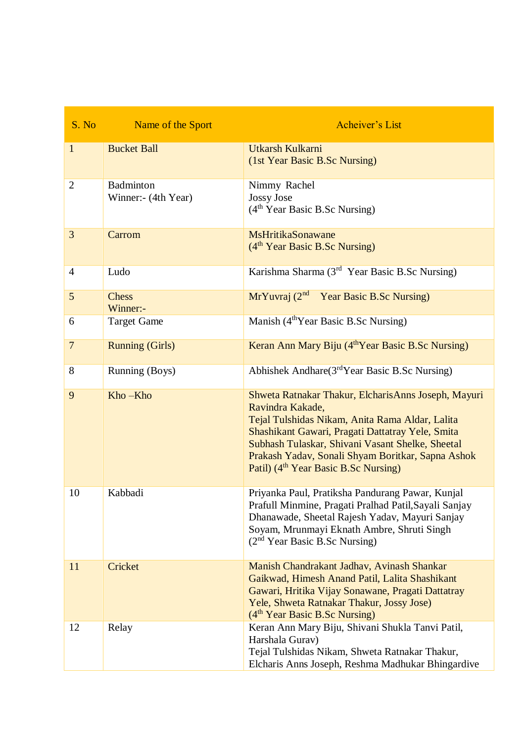| S. No | Name of the Sport | Acheiver's List |
|---|---|---|
| 1 | Bucket Ball | Utkarsh Kulkarni<br>(1st Year Basic B.Sc Nursing) |
| 2 | Badminton<br>Winner:- (4th Year) | Nimmy Rachel<br>Jossy Jose<br>(4th Year Basic B.Sc Nursing) |
| 3 | Carrom | MsHritikaSonawane<br>(4th Year Basic B.Sc Nursing) |
| 4 | Ludo | Karishma Sharma (3rd Year Basic B.Sc Nursing) |
| 5 | Chess<br>Winner:- | MrYuvraj (2nd Year Basic B.Sc Nursing) |
| 6 | Target Game | Manish (4thYear Basic B.Sc Nursing) |
| 7 | Running (Girls) | Keran Ann Mary Biju (4thYear Basic B.Sc Nursing) |
| 8 | Running (Boys) | Abhishek Andhare(3rdYear Basic B.Sc Nursing) |
| 9 | Kho –Kho | Shweta Ratnakar Thakur, ElcharisAnns Joseph, Mayuri Ravindra Kakade,<br>Tejal Tulshidas Nikam, Anita Rama Aldar, Lalita Shashikant Gawari, Pragati Dattatray Yele, Smita Subhash Tulaskar, Shivani Vasant Shelke, Sheetal Prakash Yadav, Sonali Shyam Boritkar, Sapna Ashok Patil) (4th Year Basic B.Sc Nursing) |
| 10 | Kabbadi | Priyanka Paul, Pratiksha Pandurang Pawar, Kunjal Prafull Minmine, Pragati Pralhad Patil,Sayali Sanjay Dhanawade, Sheetal Rajesh Yadav, Mayuri Sanjay Soyam, Mrunmayi Eknath Ambre, Shruti Singh<br>(2nd Year Basic B.Sc Nursing) |
| 11 | Cricket | Manish Chandrakant Jadhav, Avinash Shankar Gaikwad, Himesh Anand Patil, Lalita Shashikant Gawari, Hritika Vijay Sonawane, Pragati Dattatray Yele, Shweta Ratnakar Thakur, Jossy Jose)<br>(4th Year Basic B.Sc Nursing) |
| 12 | Relay | Keran Ann Mary Biju, Shivani Shukla Tanvi Patil, Harshala Gurav)<br>Tejal Tulshidas Nikam, Shweta Ratnakar Thakur, Elcharis Anns Joseph, Reshma Madhukar Bhingardive |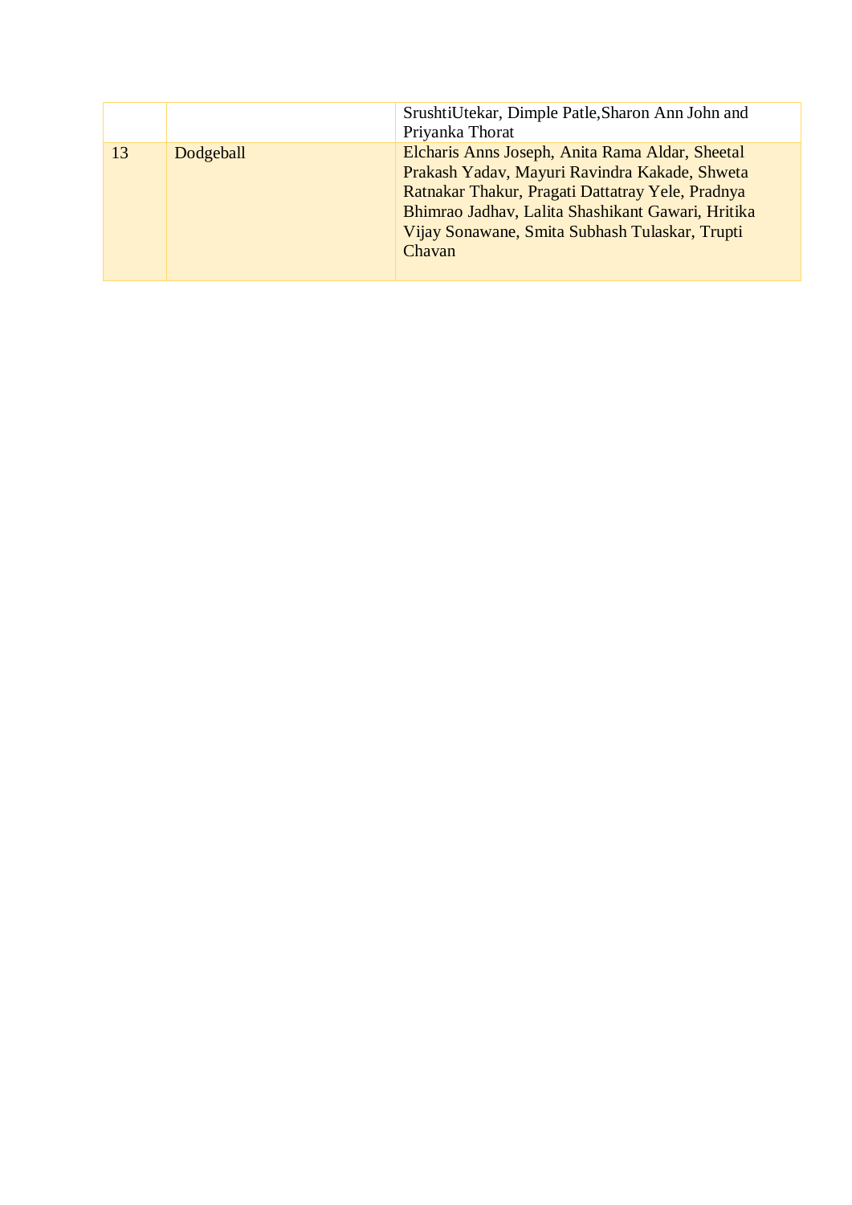| | | |
|---|---|---|
| | | SrushtiUtekar, Dimple Patle,Sharon Ann John and Priyanka Thorat |
| 13 | Dodgeball | Elcharis Anns Joseph, Anita Rama Aldar, Sheetal Prakash Yadav, Mayuri Ravindra Kakade, Shweta Ratnakar Thakur, Pragati Dattatray Yele, Pradnya Bhimrao Jadhav, Lalita Shashikant Gawari, Hritika Vijay Sonawane, Smita Subhash Tulaskar, Trupti Chavan |